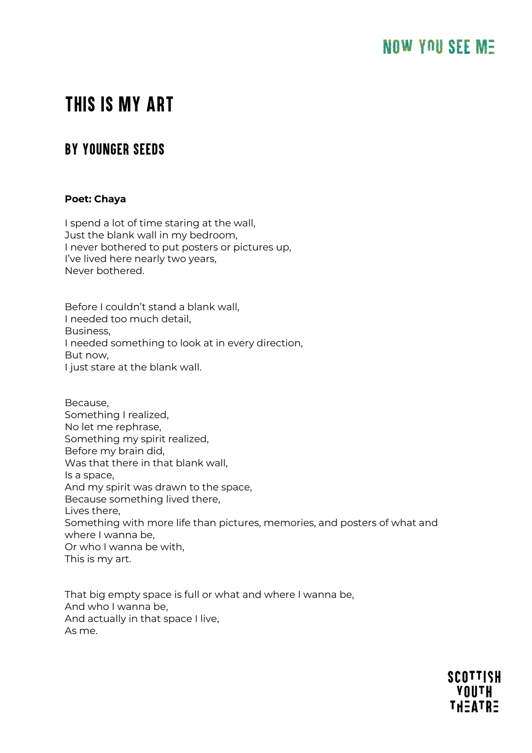# THIS IS MY ART

## BY YOUNGER SEEDS

**Poet: Chaya**

I spend a lot of time staring at the wall,
Just the blank wall in my bedroom,
I never bothered to put posters or pictures up,
I've lived here nearly two years,
Never bothered.

Before I couldn't stand a blank wall,
I needed too much detail,
Business,
I needed something to look at in every direction,
But now,
I just stare at the blank wall.

Because,
Something I realized,
No let me rephrase,
Something my spirit realized,
Before my brain did,
Was that there in that blank wall,
Is a space,
And my spirit was drawn to the space,
Because something lived there,
Lives there,
Something with more life than pictures, memories, and posters of what and where I wanna be,
Or who I wanna be with,
This is my art.

That big empty space is full or what and where I wanna be,
And who I wanna be,
And actually in that space I live,
As me.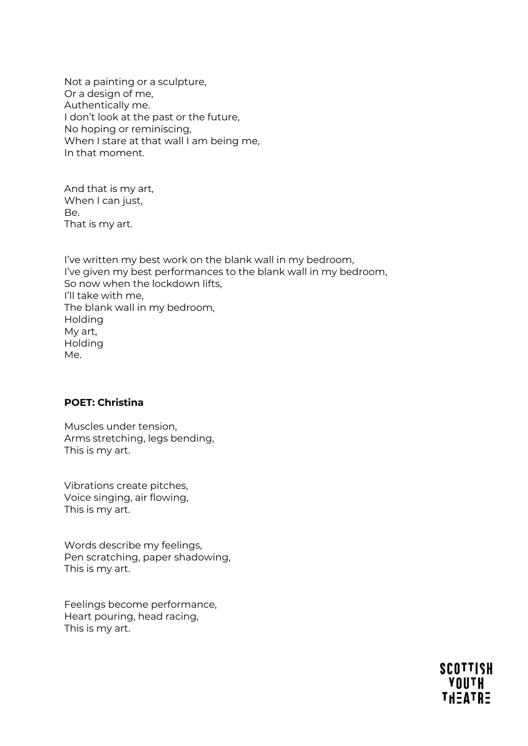Not a painting or a sculpture,
Or a design of me,
Authentically me.
I don't look at the past or the future,
No hoping or reminiscing,
When I stare at that wall I am being me,
In that moment.

And that is my art,
When I can just,
Be.
That is my art.

I've written my best work on the blank wall in my bedroom,
I've given my best performances to the blank wall in my bedroom,
So now when the lockdown lifts,
I'll take with me,
The blank wall in my bedroom,
Holding
My art,
Holding
Me.

**POET: Christina**

Muscles under tension,
Arms stretching, legs bending,
This is my art.

Vibrations create pitches,
Voice singing, air flowing,
This is my art.

Words describe my feelings,
Pen scratching, paper shadowing,
This is my art.

Feelings become performance,
Heart pouring, head racing,
This is my art.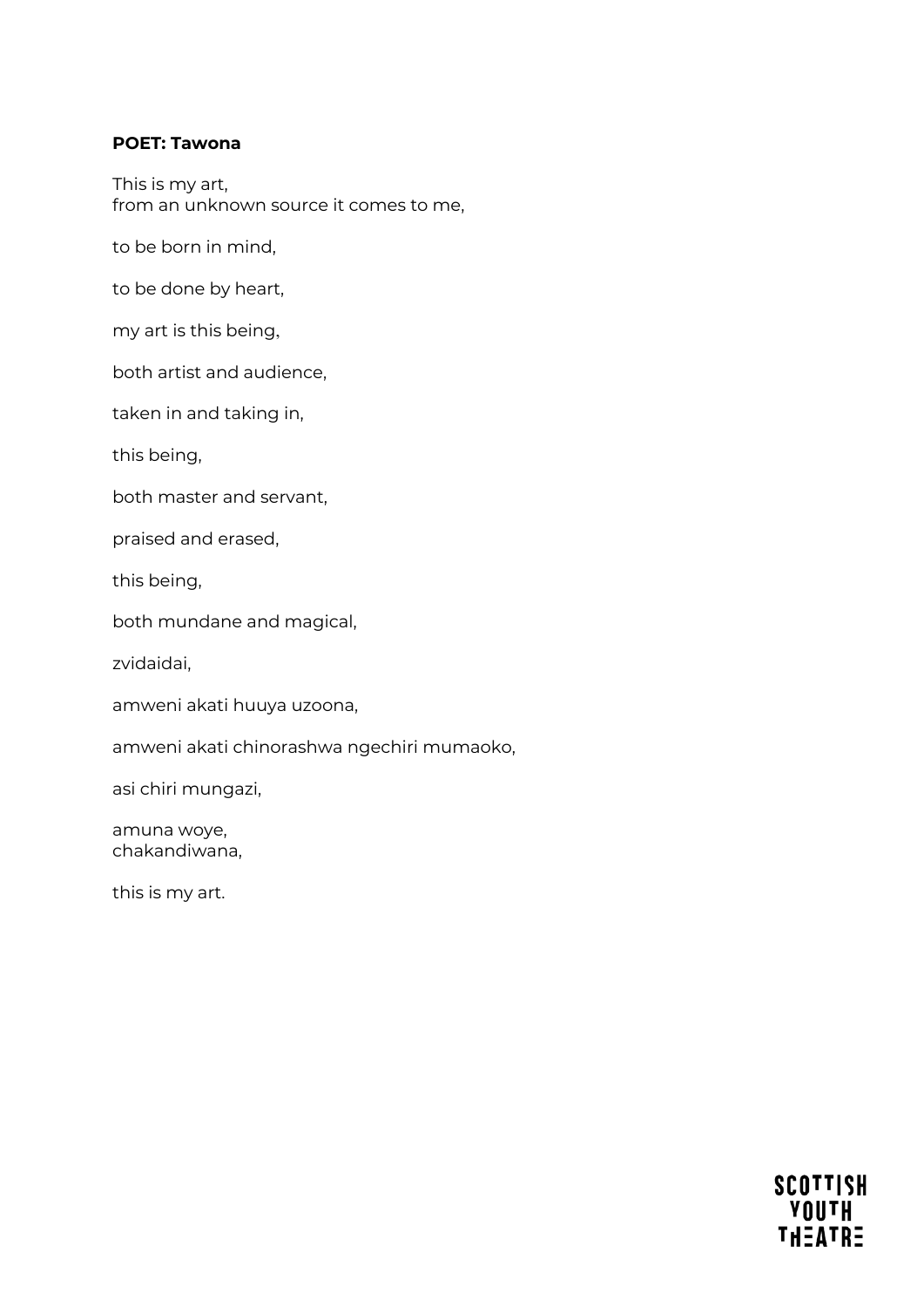**POET: Tawona**

This is my art,
from an unknown source it comes to me,

to be born in mind,

to be done by heart,

my art is this being,

both artist and audience,

taken in and taking in,

this being,

both master and servant,

praised and erased,

this being,

both mundane and magical,

zvidaidai,

amweni akati huuya uzoona,

amweni akati chinorashwa ngechiri mumaoko,

asi chiri mungazi,

amuna woye,
chakandiwana,

this is my art.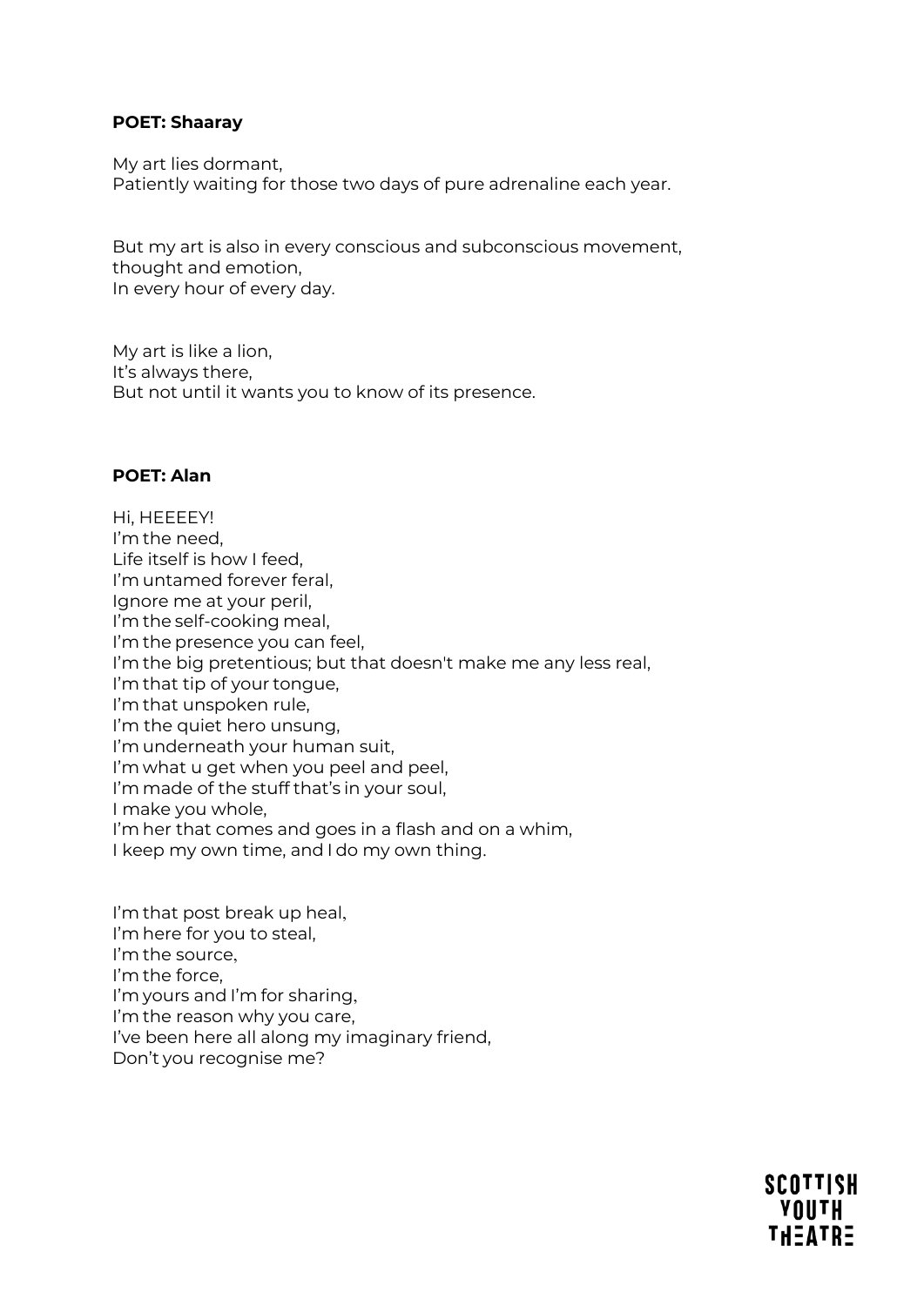**POET: Shaaray**

My art lies dormant,
Patiently waiting for those two days of pure adrenaline each year.

But my art is also in every conscious and subconscious movement,
thought and emotion,
In every hour of every day.

My art is like a lion,
It's always there,
But not until it wants you to know of its presence.

**POET: Alan**

Hi, HEEEEY!
I'm the need,
Life itself is how I feed,
I'm untamed forever feral,
Ignore me at your peril,
I'm the self-cooking meal,
I'm the presence you can feel,
I'm the big pretentious; but that doesn't make me any less real,
I'm that tip of your tongue,
I'm that unspoken rule,
I'm the quiet hero unsung,
I'm underneath your human suit,
I'm what u get when you peel and peel,
I'm made of the stuff that's in your soul,
I make you whole,
I'm her that comes and goes in a flash and on a whim,
I keep my own time, and I do my own thing.

I'm that post break up heal,
I'm here for you to steal,
I'm the source,
I'm the force,
I'm yours and I'm for sharing,
I'm the reason why you care,
I've been here all along my imaginary friend,
Don't you recognise me?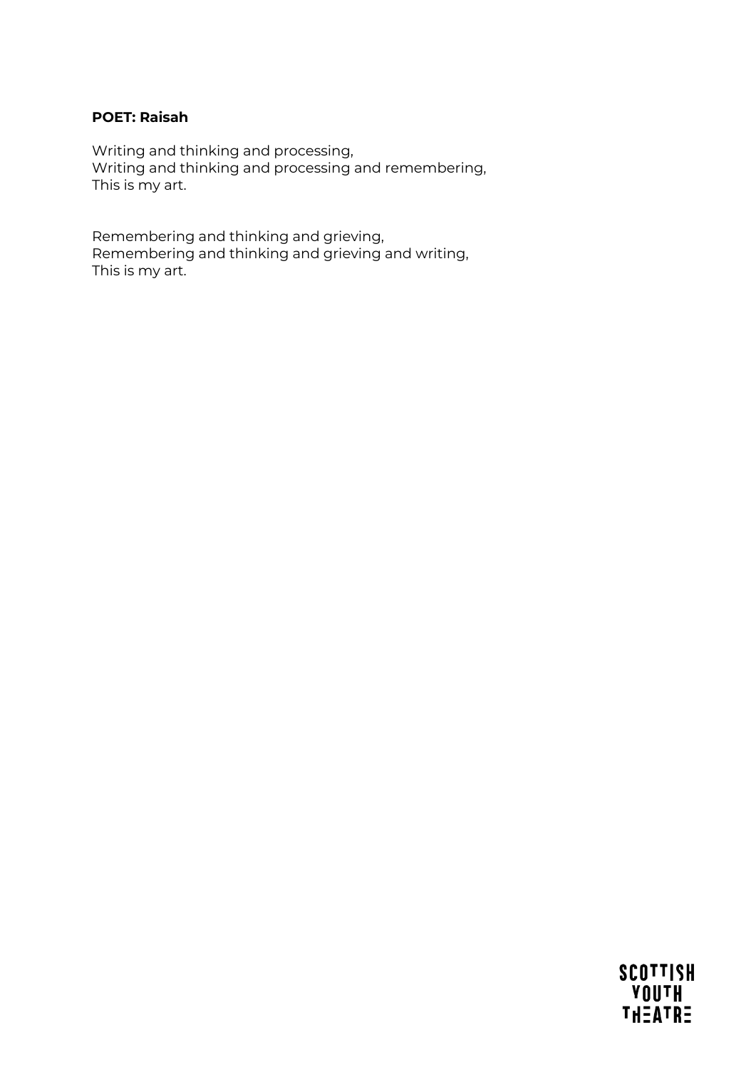**POET: Raisah**

Writing and thinking and processing,
Writing and thinking and processing and remembering,
This is my art.

Remembering and thinking and grieving,
Remembering and thinking and grieving and writing,
This is my art.